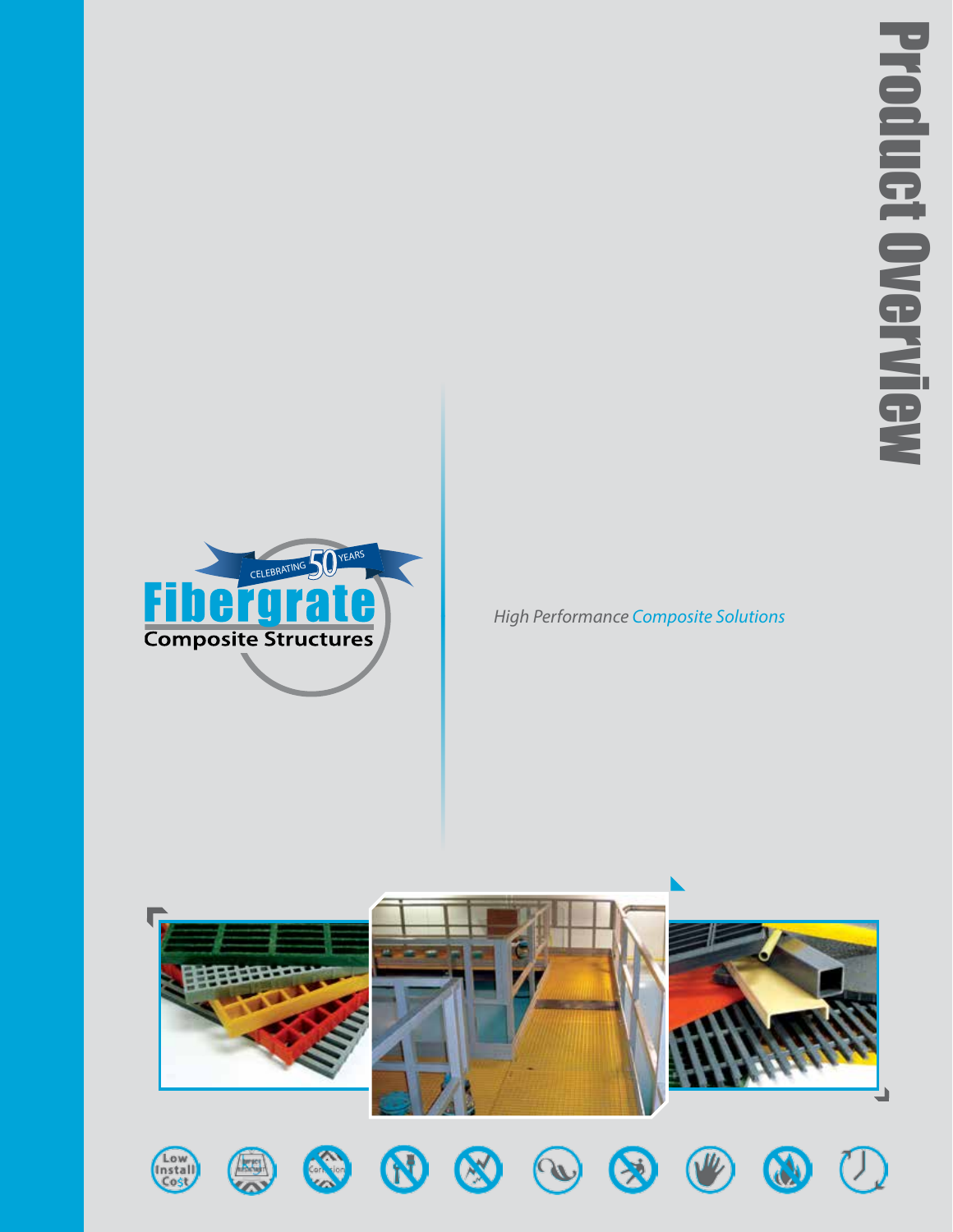# Product Overview

CELEBRATING 50 YEARS

**Fibergrate**

**Composite Structures**

*High Performance Composite Solutions*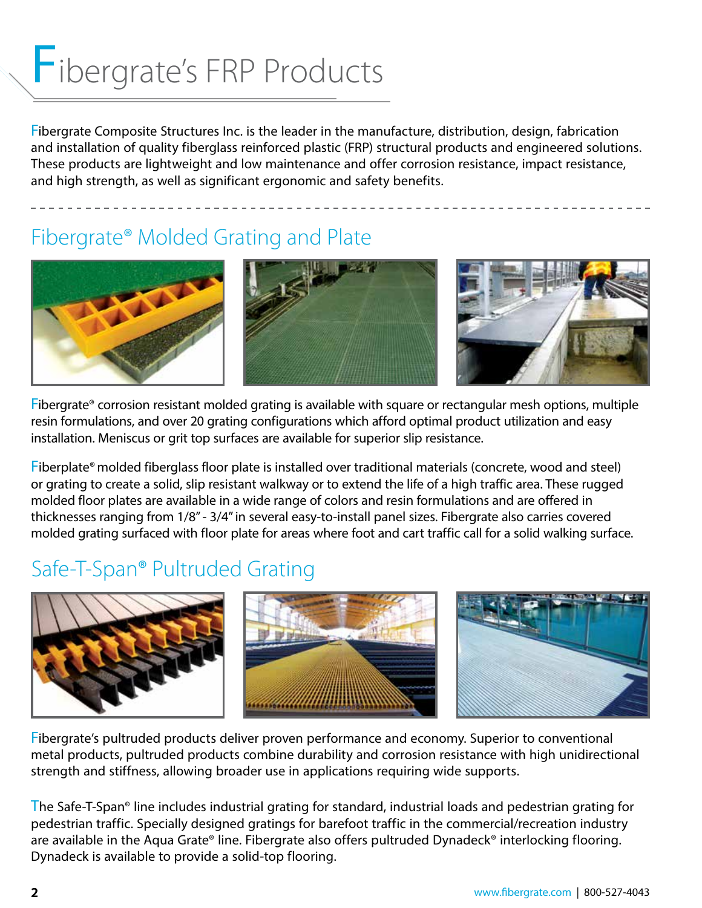# Fibergrate's FRP Products

Fibergrate Composite Structures Inc. is the leader in the manufacture, distribution, design, fabrication and installation of quality fiberglass reinforced plastic (FRP) structural products and engineered solutions. These products are lightweight and low maintenance and offer corrosion resistance, impact resistance, and high strength, as well as significant ergonomic and safety benefits.

## Fibergrate® Molded Grating and Plate

Fibergrate® corrosion resistant molded grating is available with square or rectangular mesh options, multiple resin formulations, and over 20 grating configurations which afford optimal product utilization and easy installation. Meniscus or grit top surfaces are available for superior slip resistance.

Fiberplate® molded fiberglass floor plate is installed over traditional materials (concrete, wood and steel) or grating to create a solid, slip resistant walkway or to extend the life of a high traffic area. These rugged molded floor plates are available in a wide range of colors and resin formulations and are offered in thicknesses ranging from 1/8" - 3/4" in several easy-to-install panel sizes. Fibergrate also carries covered molded grating surfaced with floor plate for areas where foot and cart traffic call for a solid walking surface.

## Safe-T-Span® Pultruded Grating

Fibergrate's pultruded products deliver proven performance and economy. Superior to conventional metal products, pultruded products combine durability and corrosion resistance with high unidirectional strength and stiffness, allowing broader use in applications requiring wide supports.

The Safe-T-Span® line includes industrial grating for standard, industrial loads and pedestrian grating for pedestrian traffic. Specially designed gratings for barefoot traffic in the commercial/recreation industry are available in the Aqua Grate® line. Fibergrate also offers pultruded Dynadeck® interlocking flooring. Dynadeck is available to provide a solid-top flooring.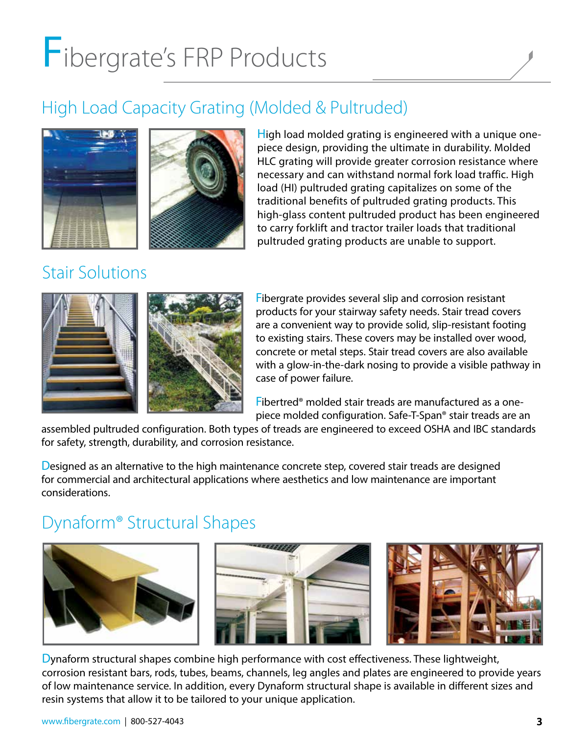# Fibergrate's FRP Products

## High Load Capacity Grating (Molded & Pultruded)

High load molded grating is engineered with a unique one-piece design, providing the ultimate in durability. Molded HLC grating will provide greater corrosion resistance where necessary and can withstand normal fork load traffic. High load (HI) pultruded grating capitalizes on some of the traditional benefits of pultruded grating products. This high-glass content pultruded product has been engineered to carry forklift and tractor trailer loads that traditional pultruded grating products are unable to support.

## Stair Solutions

Fibergrate provides several slip and corrosion resistant products for your stairway safety needs. Stair tread covers are a convenient way to provide solid, slip-resistant footing to existing stairs. These covers may be installed over wood, concrete or metal steps. Stair tread covers are also available with a glow-in-the-dark nosing to provide a visible pathway in case of power failure.

Fibertred® molded stair treads are manufactured as a one-piece molded configuration. Safe-T-Span® stair treads are an assembled pultruded configuration. Both types of treads are engineered to exceed OSHA and IBC standards for safety, strength, durability, and corrosion resistance.

Designed as an alternative to the high maintenance concrete step, covered stair treads are designed for commercial and architectural applications where aesthetics and low maintenance are important considerations.

## Dynaform® Structural Shapes

Dynaform structural shapes combine high performance with cost effectiveness. These lightweight, corrosion resistant bars, rods, tubes, beams, channels, leg angles and plates are engineered to provide years of low maintenance service. In addition, every Dynaform structural shape is available in different sizes and resin systems that allow it to be tailored to your unique application.

www.fibergrate.com | 800-527-4043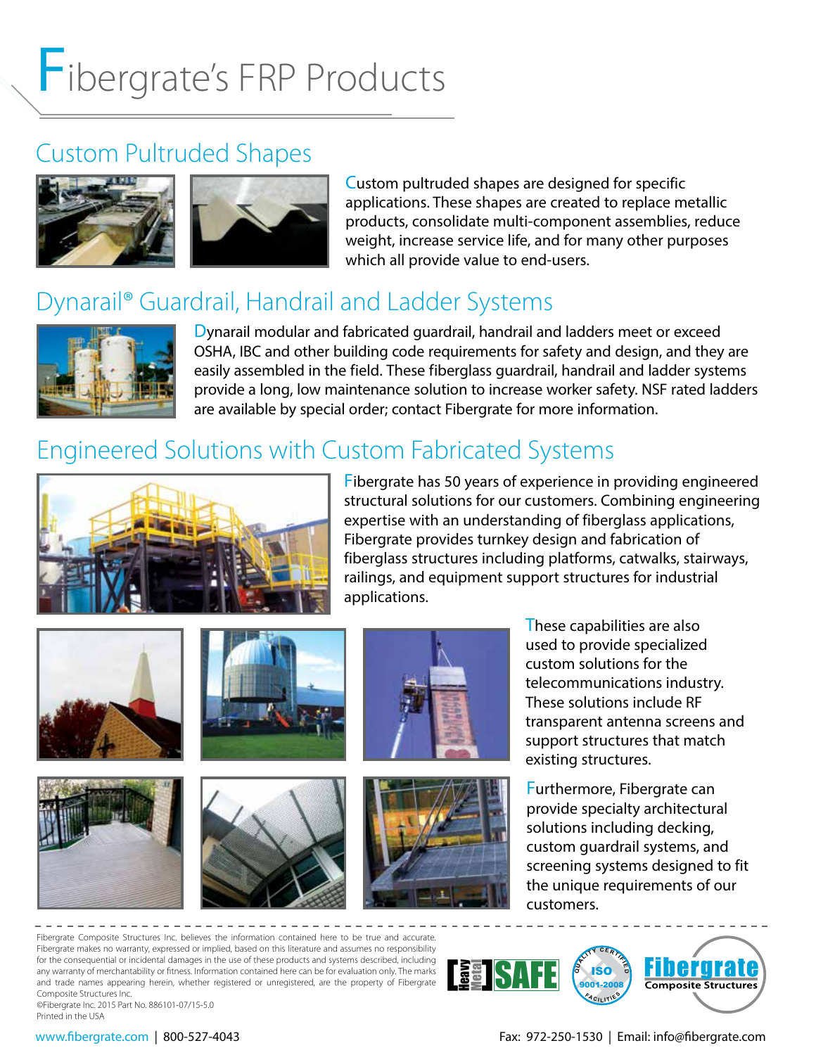# Fibergrate's FRP Products

## Custom Pultruded Shapes

Custom pultruded shapes are designed for specific applications. These shapes are created to replace metallic products, consolidate multi-component assemblies, reduce weight, increase service life, and for many other purposes which all provide value to end-users.

## Dynarail® Guardrail, Handrail and Ladder Systems

Dynarail modular and fabricated guardrail, handrail and ladders meet or exceed OSHA, IBC and other building code requirements for safety and design, and they are easily assembled in the field. These fiberglass guardrail, handrail and ladder systems provide a long, low maintenance solution to increase worker safety. NSF rated ladders are available by special order; contact Fibergrate for more information.

## Engineered Solutions with Custom Fabricated Systems

Fibergrate has 50 years of experience in providing engineered structural solutions for our customers. Combining engineering expertise with an understanding of fiberglass applications, Fibergrate provides turnkey design and fabrication of fiberglass structures including platforms, catwalks, stairways, railings, and equipment support structures for industrial applications.

These capabilities are also used to provide specialized custom solutions for the telecommunications industry. These solutions include RF transparent antenna screens and support structures that match existing structures.

Furthermore, Fibergrate can provide specialty architectural solutions including decking, custom guardrail systems, and screening systems designed to fit the unique requirements of our customers.

---

Fibergrate Composite Structures Inc. believes the information contained here to be true and accurate. Fibergrate makes no warranty, expressed or implied, based on this literature and assumes no responsibility for the consequential or incidental damages in the use of these products and systems described, including any warranty of merchantability or fitness. Information contained here can be for evaluation only. The marks and trade names appearing herein, whether registered or unregistered, are the property of Fibergrate Composite Structures Inc.
©Fibergrate Inc. 2015 Part No. 886101-07/15-5.0
Printed in the USA

Heavy Metal SAFE

Quality Certified Facilities ISO 9001-2008

Fibergrate Composite Structures

www.fibergrate.com | 800-527-4043

Fax: 972-250-1530 | Email: info@fibergrate.com